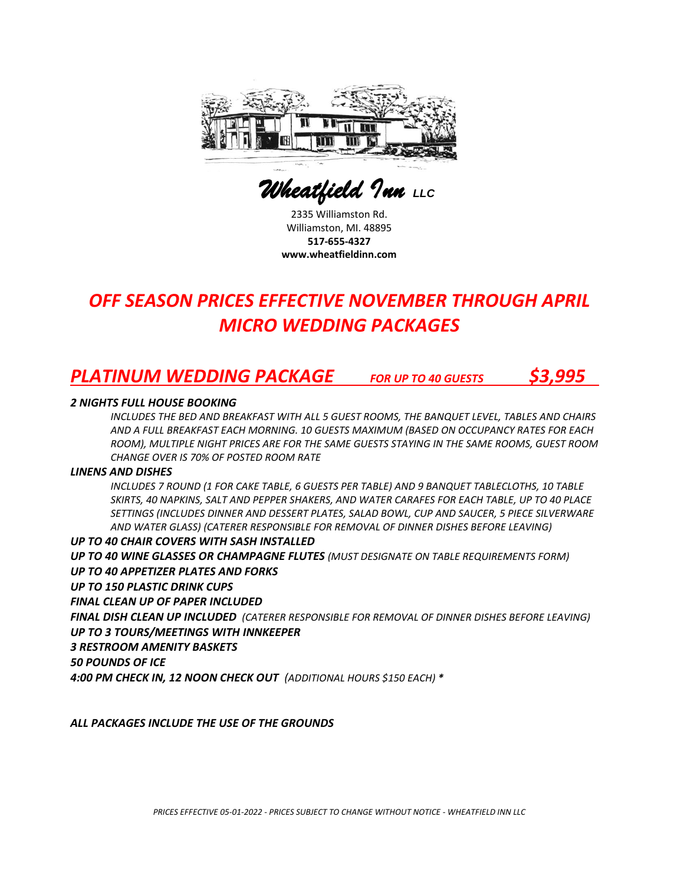# *Wheatfield Inn* LLC

2335 Williamston Rd.
Williamston, MI. 48895
**517-655-4327**
**www.wheatfieldinn.com**

## *OFF SEASON PRICES EFFECTIVE NOVEMBER THROUGH APRIL*
## *MICRO WEDDING PACKAGES*

## *PLATINUM WEDDING PACKAGE* *FOR UP TO 40 GUESTS* *$3,995*

***2 NIGHTS FULL HOUSE BOOKING***

*INCLUDES THE BED AND BREAKFAST WITH ALL 5 GUEST ROOMS, THE BANQUET LEVEL, TABLES AND CHAIRS AND A FULL BREAKFAST EACH MORNING. 10 GUESTS MAXIMUM (BASED ON OCCUPANCY RATES FOR EACH ROOM), MULTIPLE NIGHT PRICES ARE FOR THE SAME GUESTS STAYING IN THE SAME ROOMS, GUEST ROOM CHANGE OVER IS 70% OF POSTED ROOM RATE*

***LINENS AND DISHES***

*INCLUDES 7 ROUND (1 FOR CAKE TABLE, 6 GUESTS PER TABLE) AND 9 BANQUET TABLECLOTHS, 10 TABLE SKIRTS, 40 NAPKINS, SALT AND PEPPER SHAKERS, AND WATER CARAFES FOR EACH TABLE, UP TO 40 PLACE SETTINGS (INCLUDES DINNER AND DESSERT PLATES, SALAD BOWL, CUP AND SAUCER, 5 PIECE SILVERWARE AND WATER GLASS) (CATERER RESPONSIBLE FOR REMOVAL OF DINNER DISHES BEFORE LEAVING)*

***UP TO 40 CHAIR COVERS WITH SASH INSTALLED***

***UP TO 40 WINE GLASSES OR CHAMPAGNE FLUTES*** *(MUST DESIGNATE ON TABLE REQUIREMENTS FORM)*

***UP TO 40 APPETIZER PLATES AND FORKS***

***UP TO 150 PLASTIC DRINK CUPS***

***FINAL CLEAN UP OF PAPER INCLUDED***

***FINAL DISH CLEAN UP INCLUDED*** *(CATERER RESPONSIBLE FOR REMOVAL OF DINNER DISHES BEFORE LEAVING)*

***UP TO 3 TOURS/MEETINGS WITH INNKEEPER***

***3 RESTROOM AMENITY BASKETS***

***50 POUNDS OF ICE***

***4:00 PM CHECK IN, 12 NOON CHECK OUT*** *(ADDITIONAL HOURS $150 EACH) **

***ALL PACKAGES INCLUDE THE USE OF THE GROUNDS***

*PRICES EFFECTIVE 05-01-2022 - PRICES SUBJECT TO CHANGE WITHOUT NOTICE - WHEATFIELD INN LLC*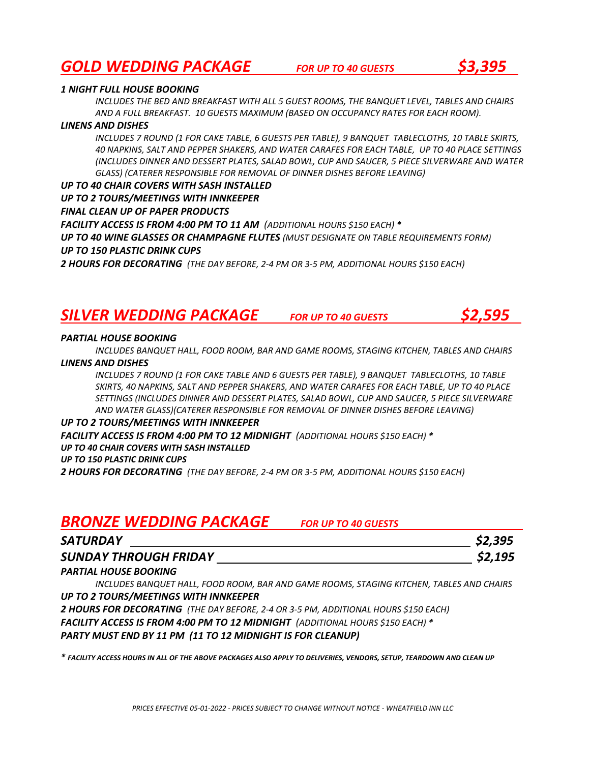## *GOLD WEDDING PACKAGE* *FOR UP TO 40 GUESTS* *$3,395*

***1 NIGHT FULL HOUSE BOOKING***

*INCLUDES THE BED AND BREAKFAST WITH ALL 5 GUEST ROOMS, THE BANQUET LEVEL, TABLES AND CHAIRS AND A FULL BREAKFAST. 10 GUESTS MAXIMUM (BASED ON OCCUPANCY RATES FOR EACH ROOM).*

***LINENS AND DISHES***

*INCLUDES 7 ROUND (1 FOR CAKE TABLE, 6 GUESTS PER TABLE), 9 BANQUET TABLECLOTHS, 10 TABLE SKIRTS, 40 NAPKINS, SALT AND PEPPER SHAKERS, AND WATER CARAFES FOR EACH TABLE, UP TO 40 PLACE SETTINGS (INCLUDES DINNER AND DESSERT PLATES, SALAD BOWL, CUP AND SAUCER, 5 PIECE SILVERWARE AND WATER GLASS) (CATERER RESPONSIBLE FOR REMOVAL OF DINNER DISHES BEFORE LEAVING)*

***UP TO 40 CHAIR COVERS WITH SASH INSTALLED***

***UP TO 2 TOURS/MEETINGS WITH INNKEEPER***

***FINAL CLEAN UP OF PAPER PRODUCTS***

***FACILITY ACCESS IS FROM 4:00 PM TO 11 AM*** *(ADDITIONAL HOURS $150 EACH) **

***UP TO 40 WINE GLASSES OR CHAMPAGNE FLUTES*** *(MUST DESIGNATE ON TABLE REQUIREMENTS FORM)*

***UP TO 150 PLASTIC DRINK CUPS***

***2 HOURS FOR DECORATING*** *(THE DAY BEFORE, 2-4 PM OR 3-5 PM, ADDITIONAL HOURS $150 EACH)*

## *SILVER WEDDING PACKAGE* *FOR UP TO 40 GUESTS* *$2,595*

***PARTIAL HOUSE BOOKING***

*INCLUDES BANQUET HALL, FOOD ROOM, BAR AND GAME ROOMS, STAGING KITCHEN, TABLES AND CHAIRS*

***LINENS AND DISHES***

*INCLUDES 7 ROUND (1 FOR CAKE TABLE AND 6 GUESTS PER TABLE), 9 BANQUET TABLECLOTHS, 10 TABLE SKIRTS, 40 NAPKINS, SALT AND PEPPER SHAKERS, AND WATER CARAFES FOR EACH TABLE, UP TO 40 PLACE SETTINGS (INCLUDES DINNER AND DESSERT PLATES, SALAD BOWL, CUP AND SAUCER, 5 PIECE SILVERWARE AND WATER GLASS)(CATERER RESPONSIBLE FOR REMOVAL OF DINNER DISHES BEFORE LEAVING)*

***UP TO 2 TOURS/MEETINGS WITH INNKEEPER***

***FACILITY ACCESS IS FROM 4:00 PM TO 12 MIDNIGHT*** *(ADDITIONAL HOURS $150 EACH) **

***UP TO 40 CHAIR COVERS WITH SASH INSTALLED***

***UP TO 150 PLASTIC DRINK CUPS***

***2 HOURS FOR DECORATING*** *(THE DAY BEFORE, 2-4 PM OR 3-5 PM, ADDITIONAL HOURS $150 EACH)*

## *BRONZE WEDDING PACKAGE* *FOR UP TO 40 GUESTS*

***SATURDAY*** ***$2,395***

***SUNDAY THROUGH FRIDAY*** ***$2,195***

***PARTIAL HOUSE BOOKING***

*INCLUDES BANQUET HALL, FOOD ROOM, BAR AND GAME ROOMS, STAGING KITCHEN, TABLES AND CHAIRS*

***UP TO 2 TOURS/MEETINGS WITH INNKEEPER***

***2 HOURS FOR DECORATING*** *(THE DAY BEFORE, 2-4 OR 3-5 PM, ADDITIONAL HOURS $150 EACH)*

***FACILITY ACCESS IS FROM 4:00 PM TO 12 MIDNIGHT*** *(ADDITIONAL HOURS $150 EACH) **

***PARTY MUST END BY 11 PM (11 TO 12 MIDNIGHT IS FOR CLEANUP)***

****** *FACILITY ACCESS HOURS IN ALL OF THE ABOVE PACKAGES ALSO APPLY TO DELIVERIES, VENDORS, SETUP, TEARDOWN AND CLEAN UP***

*PRICES EFFECTIVE 05-01-2022 - PRICES SUBJECT TO CHANGE WITHOUT NOTICE - WHEATFIELD INN LLC*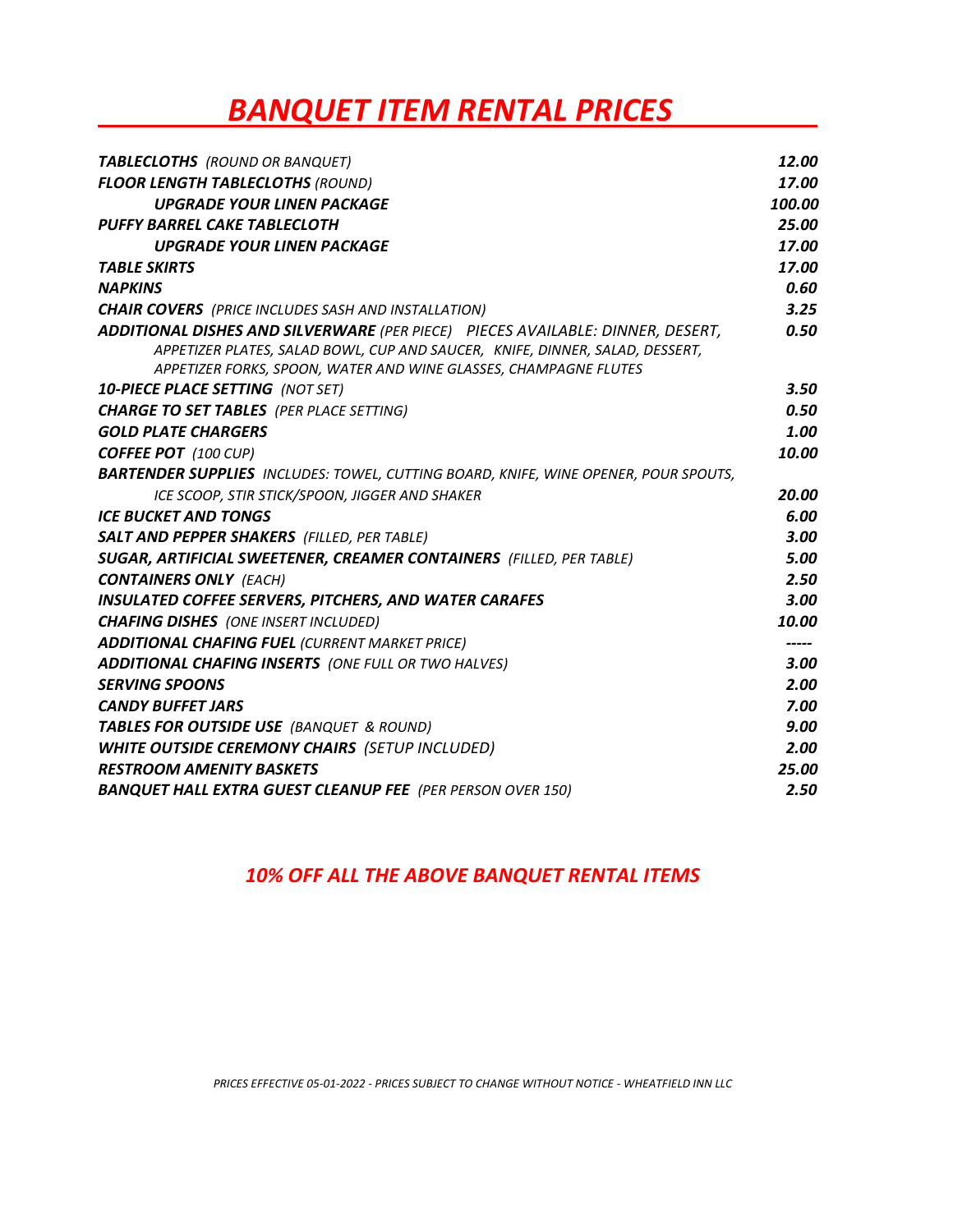# *BANQUET ITEM RENTAL PRICES*

| | |
|---|---|
| ***TABLECLOTHS*** *(ROUND OR BANQUET)* | ***12.00*** |
| ***FLOOR LENGTH TABLECLOTHS*** *(ROUND)* | ***17.00*** |
| ***UPGRADE YOUR LINEN PACKAGE*** | ***100.00*** |
| ***PUFFY BARREL CAKE TABLECLOTH*** | ***25.00*** |
| ***UPGRADE YOUR LINEN PACKAGE*** | ***17.00*** |
| ***TABLE SKIRTS*** | ***17.00*** |
| ***NAPKINS*** | ***0.60*** |
| ***CHAIR COVERS*** *(PRICE INCLUDES SASH AND INSTALLATION)* | ***3.25*** |
| ***ADDITIONAL DISHES AND SILVERWARE*** *(PER PIECE) PIECES AVAILABLE: DINNER, DESERT, APPETIZER PLATES, SALAD BOWL, CUP AND SAUCER, KNIFE, DINNER, SALAD, DESSERT, APPETIZER FORKS, SPOON, WATER AND WINE GLASSES, CHAMPAGNE FLUTES* | ***0.50*** |
| ***10-PIECE PLACE SETTING*** *(NOT SET)* | ***3.50*** |
| ***CHARGE TO SET TABLES*** *(PER PLACE SETTING)* | ***0.50*** |
| ***GOLD PLATE CHARGERS*** | ***1.00*** |
| ***COFFEE POT*** *(100 CUP)* | ***10.00*** |
| ***BARTENDER SUPPLIES*** *INCLUDES: TOWEL, CUTTING BOARD, KNIFE, WINE OPENER, POUR SPOUTS, ICE SCOOP, STIR STICK/SPOON, JIGGER AND SHAKER* | ***20.00*** |
| ***ICE BUCKET AND TONGS*** | ***6.00*** |
| ***SALT AND PEPPER SHAKERS*** *(FILLED, PER TABLE)* | ***3.00*** |
| ***SUGAR, ARTIFICIAL SWEETENER, CREAMER CONTAINERS*** *(FILLED, PER TABLE)* | ***5.00*** |
| ***CONTAINERS ONLY*** *(EACH)* | ***2.50*** |
| ***INSULATED COFFEE SERVERS, PITCHERS, AND WATER CARAFES*** | ***3.00*** |
| ***CHAFING DISHES*** *(ONE INSERT INCLUDED)* | ***10.00*** |
| ***ADDITIONAL CHAFING FUEL*** *(CURRENT MARKET PRICE)* | ***-----*** |
| ***ADDITIONAL CHAFING INSERTS*** *(ONE FULL OR TWO HALVES)* | ***3.00*** |
| ***SERVING SPOONS*** | ***2.00*** |
| ***CANDY BUFFET JARS*** | ***7.00*** |
| ***TABLES FOR OUTSIDE USE*** *(BANQUET & ROUND)* | ***9.00*** |
| ***WHITE OUTSIDE CEREMONY CHAIRS*** *(SETUP INCLUDED)* | ***2.00*** |
| ***RESTROOM AMENITY BASKETS*** | ***25.00*** |
| ***BANQUET HALL EXTRA GUEST CLEANUP FEE*** *(PER PERSON OVER 150)* | ***2.50*** |

***10% OFF ALL THE ABOVE BANQUET RENTAL ITEMS***

*PRICES EFFECTIVE 05-01-2022 - PRICES SUBJECT TO CHANGE WITHOUT NOTICE - WHEATFIELD INN LLC*